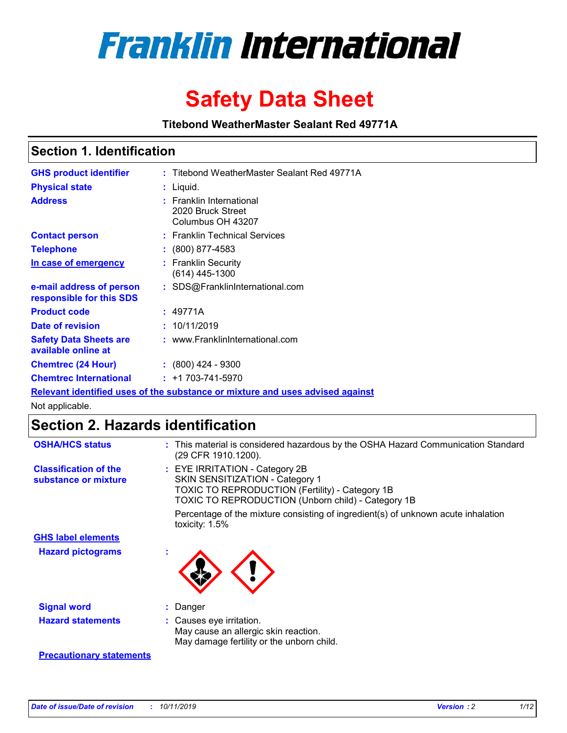# Franklin International

# Safety Data Sheet

**Titebond WeatherMaster Sealant Red 49771A**

## Section 1. Identification

| | | |
|---|---|---|
| **GHS product identifier** | : | Titebond WeatherMaster Sealant Red 49771A |
| **Physical state** | : | Liquid. |
| **Address** | : | Franklin International<br>2020 Bruck Street<br>Columbus OH 43207 |
| **Contact person** | : | Franklin Technical Services |
| **Telephone** | : | (800) 877-4583 |
| **In case of emergency** | : | Franklin Security<br>(614) 445-1300 |
| **e-mail address of person responsible for this SDS** | : | SDS@FranklinInternational.com |
| **Product code** | : | 49771A |
| **Date of revision** | : | 10/11/2019 |
| **Safety Data Sheets are available online at** | : | www.FranklinInternational.com |
| **Chemtrec (24 Hour)** | : | (800) 424 - 9300 |
| **Chemtrec International** | : | +1 703-741-5970 |

**Relevant identified uses of the substance or mixture and uses advised against**

Not applicable.

## Section 2. Hazards identification

**OSHA/HCS status** : This material is considered hazardous by the OSHA Hazard Communication Standard (29 CFR 1910.1200).

**Classification of the substance or mixture** : EYE IRRITATION - Category 2B
SKIN SENSITIZATION - Category 1
TOXIC TO REPRODUCTION (Fertility) - Category 1B
TOXIC TO REPRODUCTION (Unborn child) - Category 1B

Percentage of the mixture consisting of ingredient(s) of unknown acute inhalation toxicity: 1.5%

**GHS label elements**

**Hazard pictograms** :

**Signal word** : Danger

**Hazard statements** : Causes eye irritation.
May cause an allergic skin reaction.
May damage fertility or the unborn child.

**Precautionary statements**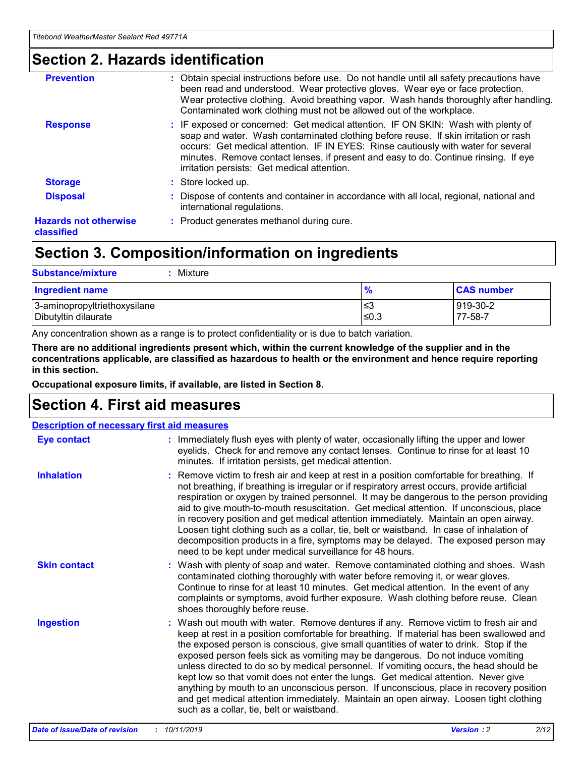## Section 2. Hazards identification

**Prevention** : Obtain special instructions before use. Do not handle until all safety precautions have been read and understood. Wear protective gloves. Wear eye or face protection. Wear protective clothing. Avoid breathing vapor. Wash hands thoroughly after handling. Contaminated work clothing must not be allowed out of the workplace.

**Response** : IF exposed or concerned: Get medical attention. IF ON SKIN: Wash with plenty of soap and water. Wash contaminated clothing before reuse. If skin irritation or rash occurs: Get medical attention. IF IN EYES: Rinse cautiously with water for several minutes. Remove contact lenses, if present and easy to do. Continue rinsing. If eye irritation persists: Get medical attention.

**Storage** : Store locked up.

**Disposal** : Dispose of contents and container in accordance with all local, regional, national and international regulations.

**Hazards not otherwise classified** : Product generates methanol during cure.

## Section 3. Composition/information on ingredients

**Substance/mixture** : Mixture

| Ingredient name | % | CAS number |
|---|---|---|
| 3-aminopropyltriethoxysilane | ≤3 | 919-30-2 |
| Dibutyltin dilaurate | ≤0.3 | 77-58-7 |

Any concentration shown as a range is to protect confidentiality or is due to batch variation.

**There are no additional ingredients present which, within the current knowledge of the supplier and in the concentrations applicable, are classified as hazardous to health or the environment and hence require reporting in this section.**

**Occupational exposure limits, if available, are listed in Section 8.**

## Section 4. First aid measures

**Description of necessary first aid measures**

**Eye contact** : Immediately flush eyes with plenty of water, occasionally lifting the upper and lower eyelids. Check for and remove any contact lenses. Continue to rinse for at least 10 minutes. If irritation persists, get medical attention.

**Inhalation** : Remove victim to fresh air and keep at rest in a position comfortable for breathing. If not breathing, if breathing is irregular or if respiratory arrest occurs, provide artificial respiration or oxygen by trained personnel. It may be dangerous to the person providing aid to give mouth-to-mouth resuscitation. Get medical attention. If unconscious, place in recovery position and get medical attention immediately. Maintain an open airway. Loosen tight clothing such as a collar, tie, belt or waistband. In case of inhalation of decomposition products in a fire, symptoms may be delayed. The exposed person may need to be kept under medical surveillance for 48 hours.

**Skin contact** : Wash with plenty of soap and water. Remove contaminated clothing and shoes. Wash contaminated clothing thoroughly with water before removing it, or wear gloves. Continue to rinse for at least 10 minutes. Get medical attention. In the event of any complaints or symptoms, avoid further exposure. Wash clothing before reuse. Clean shoes thoroughly before reuse.

**Ingestion** : Wash out mouth with water. Remove dentures if any. Remove victim to fresh air and keep at rest in a position comfortable for breathing. If material has been swallowed and the exposed person is conscious, give small quantities of water to drink. Stop if the exposed person feels sick as vomiting may be dangerous. Do not induce vomiting unless directed to do so by medical personnel. If vomiting occurs, the head should be kept low so that vomit does not enter the lungs. Get medical attention. Never give anything by mouth to an unconscious person. If unconscious, place in recovery position and get medical attention immediately. Maintain an open airway. Loosen tight clothing such as a collar, tie, belt or waistband.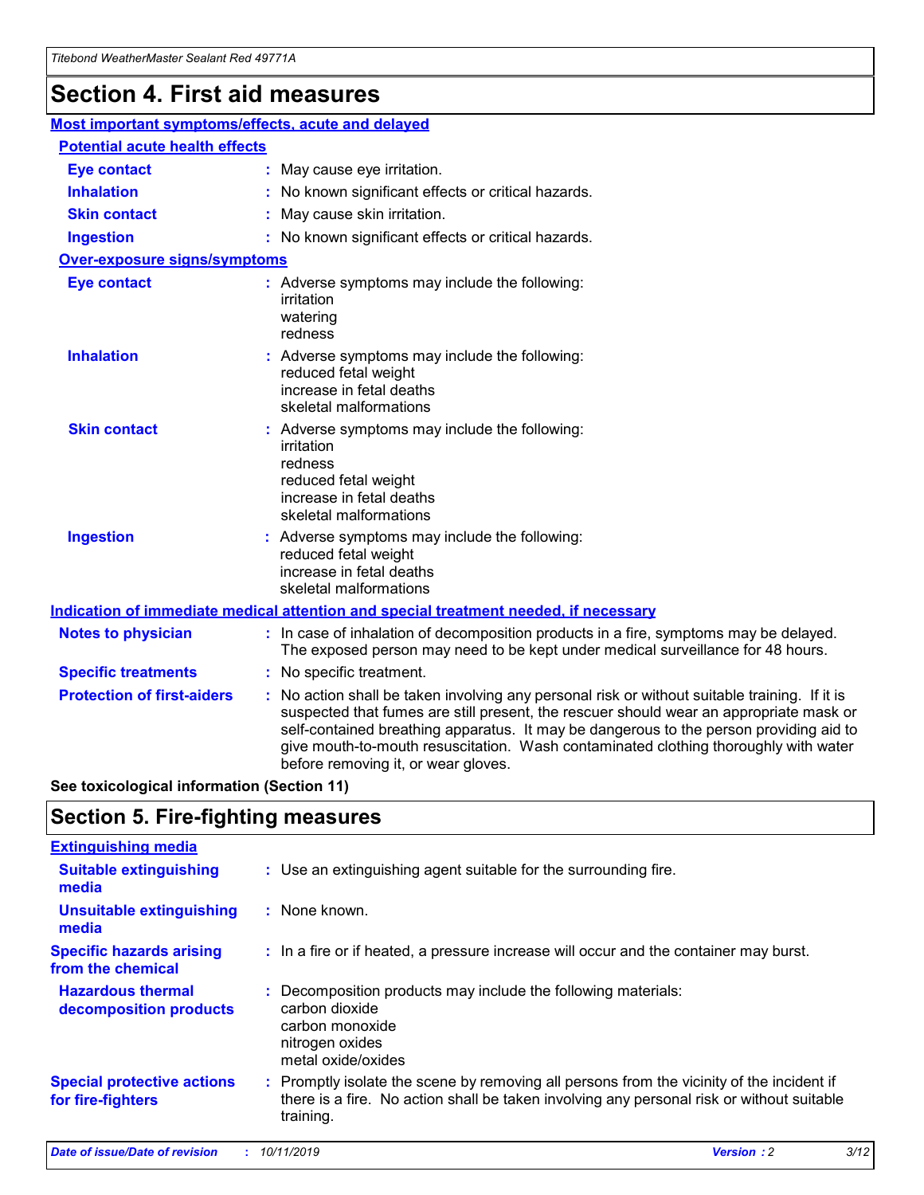# Section 4. First aid measures

## Most important symptoms/effects, acute and delayed

### Potential acute health effects

| | |
|---|---|
| **Eye contact** | : May cause eye irritation. |
| **Inhalation** | : No known significant effects or critical hazards. |
| **Skin contact** | : May cause skin irritation. |
| **Ingestion** | : No known significant effects or critical hazards. |

### Over-exposure signs/symptoms

| | |
|---|---|
| **Eye contact** | : Adverse symptoms may include the following: irritation, watering, redness |
| **Inhalation** | : Adverse symptoms may include the following: reduced fetal weight, increase in fetal deaths, skeletal malformations |
| **Skin contact** | : Adverse symptoms may include the following: irritation, redness, reduced fetal weight, increase in fetal deaths, skeletal malformations |
| **Ingestion** | : Adverse symptoms may include the following: reduced fetal weight, increase in fetal deaths, skeletal malformations |

## Indication of immediate medical attention and special treatment needed, if necessary

| | |
|---|---|
| **Notes to physician** | : In case of inhalation of decomposition products in a fire, symptoms may be delayed. The exposed person may need to be kept under medical surveillance for 48 hours. |
| **Specific treatments** | : No specific treatment. |
| **Protection of first-aiders** | : No action shall be taken involving any personal risk or without suitable training. If it is suspected that fumes are still present, the rescuer should wear an appropriate mask or self-contained breathing apparatus. It may be dangerous to the person providing aid to give mouth-to-mouth resuscitation. Wash contaminated clothing thoroughly with water before removing it, or wear gloves. |

**See toxicological information (Section 11)**

# Section 5. Fire-fighting measures

## Extinguishing media

| | |
|---|---|
| **Suitable extinguishing media** | : Use an extinguishing agent suitable for the surrounding fire. |
| **Unsuitable extinguishing media** | : None known. |
| **Specific hazards arising from the chemical** | : In a fire or if heated, a pressure increase will occur and the container may burst. |
| **Hazardous thermal decomposition products** | : Decomposition products may include the following materials: carbon dioxide, carbon monoxide, nitrogen oxides, metal oxide/oxides |
| **Special protective actions for fire-fighters** | : Promptly isolate the scene by removing all persons from the vicinity of the incident if there is a fire. No action shall be taken involving any personal risk or without suitable training. |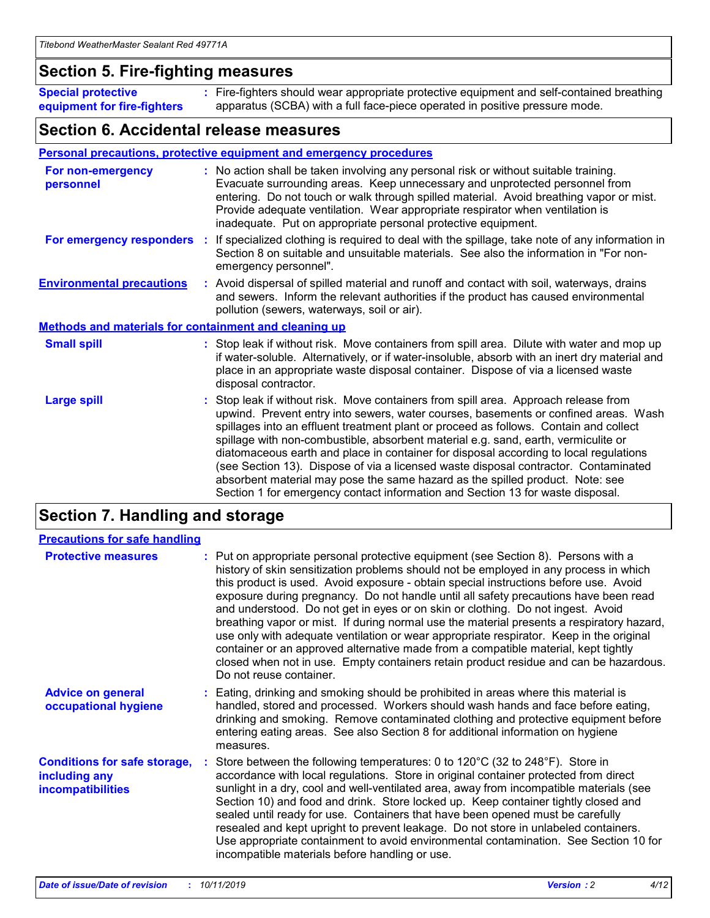## Section 5. Fire-fighting measures

**Special protective equipment for fire-fighters** : Fire-fighters should wear appropriate protective equipment and self-contained breathing apparatus (SCBA) with a full face-piece operated in positive pressure mode.

## Section 6. Accidental release measures

### Personal precautions, protective equipment and emergency procedures

**For non-emergency personnel** : No action shall be taken involving any personal risk or without suitable training. Evacuate surrounding areas. Keep unnecessary and unprotected personnel from entering. Do not touch or walk through spilled material. Avoid breathing vapor or mist. Provide adequate ventilation. Wear appropriate respirator when ventilation is inadequate. Put on appropriate personal protective equipment.

**For emergency responders** : If specialized clothing is required to deal with the spillage, take note of any information in Section 8 on suitable and unsuitable materials. See also the information in "For non-emergency personnel".

**Environmental precautions** : Avoid dispersal of spilled material and runoff and contact with soil, waterways, drains and sewers. Inform the relevant authorities if the product has caused environmental pollution (sewers, waterways, soil or air).

### Methods and materials for containment and cleaning up

**Small spill** : Stop leak if without risk. Move containers from spill area. Dilute with water and mop up if water-soluble. Alternatively, or if water-insoluble, absorb with an inert dry material and place in an appropriate waste disposal container. Dispose of via a licensed waste disposal contractor.

**Large spill** : Stop leak if without risk. Move containers from spill area. Approach release from upwind. Prevent entry into sewers, water courses, basements or confined areas. Wash spillages into an effluent treatment plant or proceed as follows. Contain and collect spillage with non-combustible, absorbent material e.g. sand, earth, vermiculite or diatomaceous earth and place in container for disposal according to local regulations (see Section 13). Dispose of via a licensed waste disposal contractor. Contaminated absorbent material may pose the same hazard as the spilled product. Note: see Section 1 for emergency contact information and Section 13 for waste disposal.

## Section 7. Handling and storage

### Precautions for safe handling

**Protective measures** : Put on appropriate personal protective equipment (see Section 8). Persons with a history of skin sensitization problems should not be employed in any process in which this product is used. Avoid exposure - obtain special instructions before use. Avoid exposure during pregnancy. Do not handle until all safety precautions have been read and understood. Do not get in eyes or on skin or clothing. Do not ingest. Avoid breathing vapor or mist. If during normal use the material presents a respiratory hazard, use only with adequate ventilation or wear appropriate respirator. Keep in the original container or an approved alternative made from a compatible material, kept tightly closed when not in use. Empty containers retain product residue and can be hazardous. Do not reuse container.

**Advice on general occupational hygiene** : Eating, drinking and smoking should be prohibited in areas where this material is handled, stored and processed. Workers should wash hands and face before eating, drinking and smoking. Remove contaminated clothing and protective equipment before entering eating areas. See also Section 8 for additional information on hygiene measures.

**Conditions for safe storage, including any incompatibilities** : Store between the following temperatures: 0 to 120°C (32 to 248°F). Store in accordance with local regulations. Store in original container protected from direct sunlight in a dry, cool and well-ventilated area, away from incompatible materials (see Section 10) and food and drink. Store locked up. Keep container tightly closed and sealed until ready for use. Containers that have been opened must be carefully resealed and kept upright to prevent leakage. Do not store in unlabeled containers. Use appropriate containment to avoid environmental contamination. See Section 10 for incompatible materials before handling or use.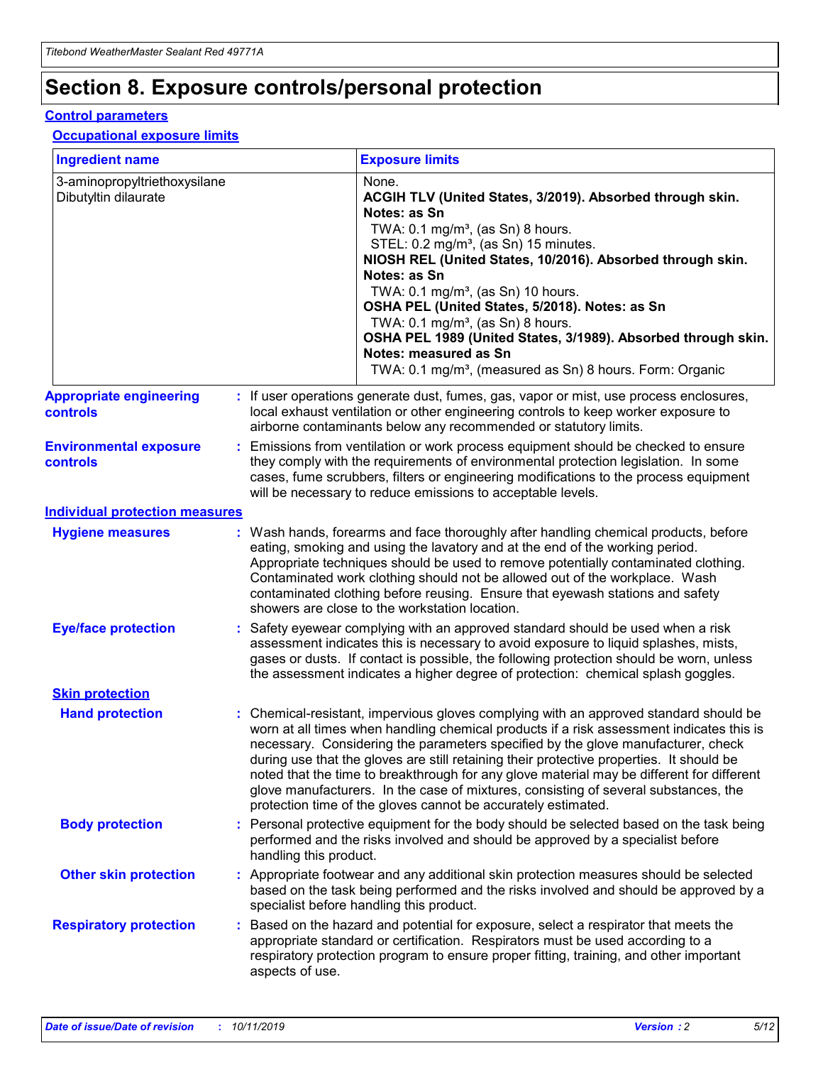# Section 8. Exposure controls/personal protection

## Control parameters

### Occupational exposure limits

| Ingredient name | Exposure limits |
| --- | --- |
| 3-aminopropyltriethoxysilane<br>Dibutyltin dilaurate | None.<br>**ACGIH TLV (United States, 3/2019). Absorbed through skin. Notes: as Sn**<br>TWA: 0.1 mg/m³, (as Sn) 8 hours.<br>STEL: 0.2 mg/m³, (as Sn) 15 minutes.<br>**NIOSH REL (United States, 10/2016). Absorbed through skin. Notes: as Sn**<br>TWA: 0.1 mg/m³, (as Sn) 10 hours.<br>**OSHA PEL (United States, 5/2018). Notes: as Sn**<br>TWA: 0.1 mg/m³, (as Sn) 8 hours.<br>**OSHA PEL 1989 (United States, 3/1989). Absorbed through skin. Notes: measured as Sn**<br>TWA: 0.1 mg/m³, (measured as Sn) 8 hours. Form: Organic |

**Appropriate engineering controls** : If user operations generate dust, fumes, gas, vapor or mist, use process enclosures, local exhaust ventilation or other engineering controls to keep worker exposure to airborne contaminants below any recommended or statutory limits.

**Environmental exposure controls** : Emissions from ventilation or work process equipment should be checked to ensure they comply with the requirements of environmental protection legislation. In some cases, fume scrubbers, filters or engineering modifications to the process equipment will be necessary to reduce emissions to acceptable levels.

## Individual protection measures

**Hygiene measures** : Wash hands, forearms and face thoroughly after handling chemical products, before eating, smoking and using the lavatory and at the end of the working period. Appropriate techniques should be used to remove potentially contaminated clothing. Contaminated work clothing should not be allowed out of the workplace. Wash contaminated clothing before reusing. Ensure that eyewash stations and safety showers are close to the workstation location.

**Eye/face protection** : Safety eyewear complying with an approved standard should be used when a risk assessment indicates this is necessary to avoid exposure to liquid splashes, mists, gases or dusts. If contact is possible, the following protection should be worn, unless the assessment indicates a higher degree of protection: chemical splash goggles.

### Skin protection

**Hand protection** : Chemical-resistant, impervious gloves complying with an approved standard should be worn at all times when handling chemical products if a risk assessment indicates this is necessary. Considering the parameters specified by the glove manufacturer, check during use that the gloves are still retaining their protective properties. It should be noted that the time to breakthrough for any glove material may be different for different glove manufacturers. In the case of mixtures, consisting of several substances, the protection time of the gloves cannot be accurately estimated.

**Body protection** : Personal protective equipment for the body should be selected based on the task being performed and the risks involved and should be approved by a specialist before handling this product.

**Other skin protection** : Appropriate footwear and any additional skin protection measures should be selected based on the task being performed and the risks involved and should be approved by a specialist before handling this product.

**Respiratory protection** : Based on the hazard and potential for exposure, select a respirator that meets the appropriate standard or certification. Respirators must be used according to a respiratory protection program to ensure proper fitting, training, and other important aspects of use.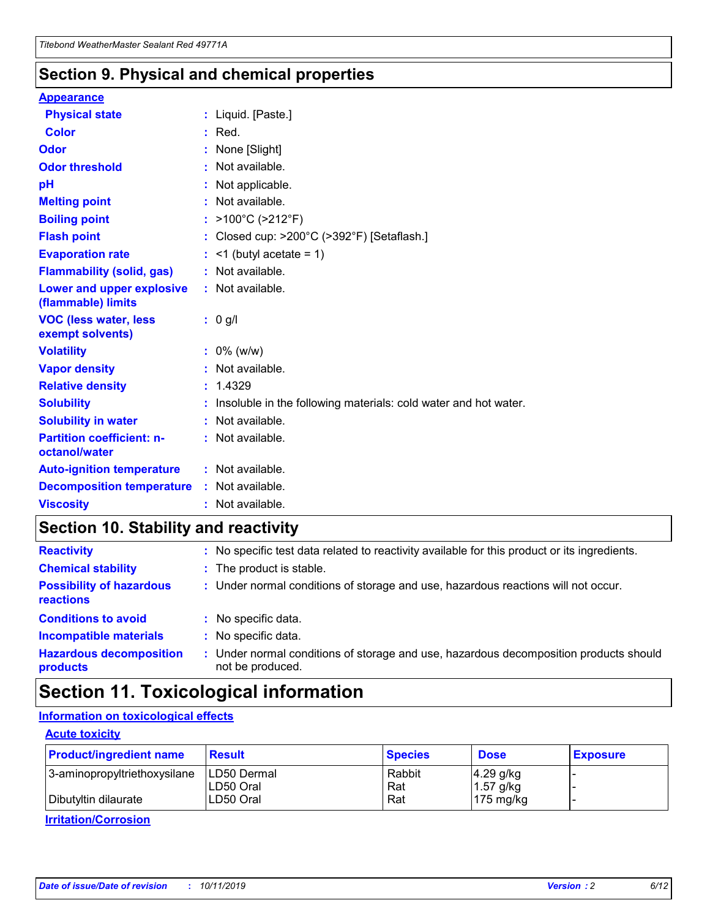## Section 9. Physical and chemical properties

### Appearance

| | | |
|---|---|---|
| **Physical state** | : | Liquid. [Paste.] |
| **Color** | : | Red. |
| **Odor** | : | None [Slight] |
| **Odor threshold** | : | Not available. |
| **pH** | : | Not applicable. |
| **Melting point** | : | Not available. |
| **Boiling point** | : | >100°C (>212°F) |
| **Flash point** | : | Closed cup: >200°C (>392°F) [Setaflash.] |
| **Evaporation rate** | : | <1 (butyl acetate = 1) |
| **Flammability (solid, gas)** | : | Not available. |
| **Lower and upper explosive (flammable) limits** | : | Not available. |
| **VOC (less water, less exempt solvents)** | : | 0 g/l |
| **Volatility** | : | 0% (w/w) |
| **Vapor density** | : | Not available. |
| **Relative density** | : | 1.4329 |
| **Solubility** | : | Insoluble in the following materials: cold water and hot water. |
| **Solubility in water** | : | Not available. |
| **Partition coefficient: n-octanol/water** | : | Not available. |
| **Auto-ignition temperature** | : | Not available. |
| **Decomposition temperature** | : | Not available. |
| **Viscosity** | : | Not available. |

## Section 10. Stability and reactivity

| | | |
|---|---|---|
| **Reactivity** | : | No specific test data related to reactivity available for this product or its ingredients. |
| **Chemical stability** | : | The product is stable. |
| **Possibility of hazardous reactions** | : | Under normal conditions of storage and use, hazardous reactions will not occur. |
| **Conditions to avoid** | : | No specific data. |
| **Incompatible materials** | : | No specific data. |
| **Hazardous decomposition products** | : | Under normal conditions of storage and use, hazardous decomposition products should not be produced. |

## Section 11. Toxicological information

### Information on toxicological effects

#### Acute toxicity

| Product/ingredient name | Result | Species | Dose | Exposure |
|---|---|---|---|---|
| 3-aminopropyltriethoxysilane | LD50 Dermal | Rabbit | 4.29 g/kg | - |
| | LD50 Oral | Rat | 1.57 g/kg | - |
| Dibutyltin dilaurate | LD50 Oral | Rat | 175 mg/kg | - |

#### Irritation/Corrosion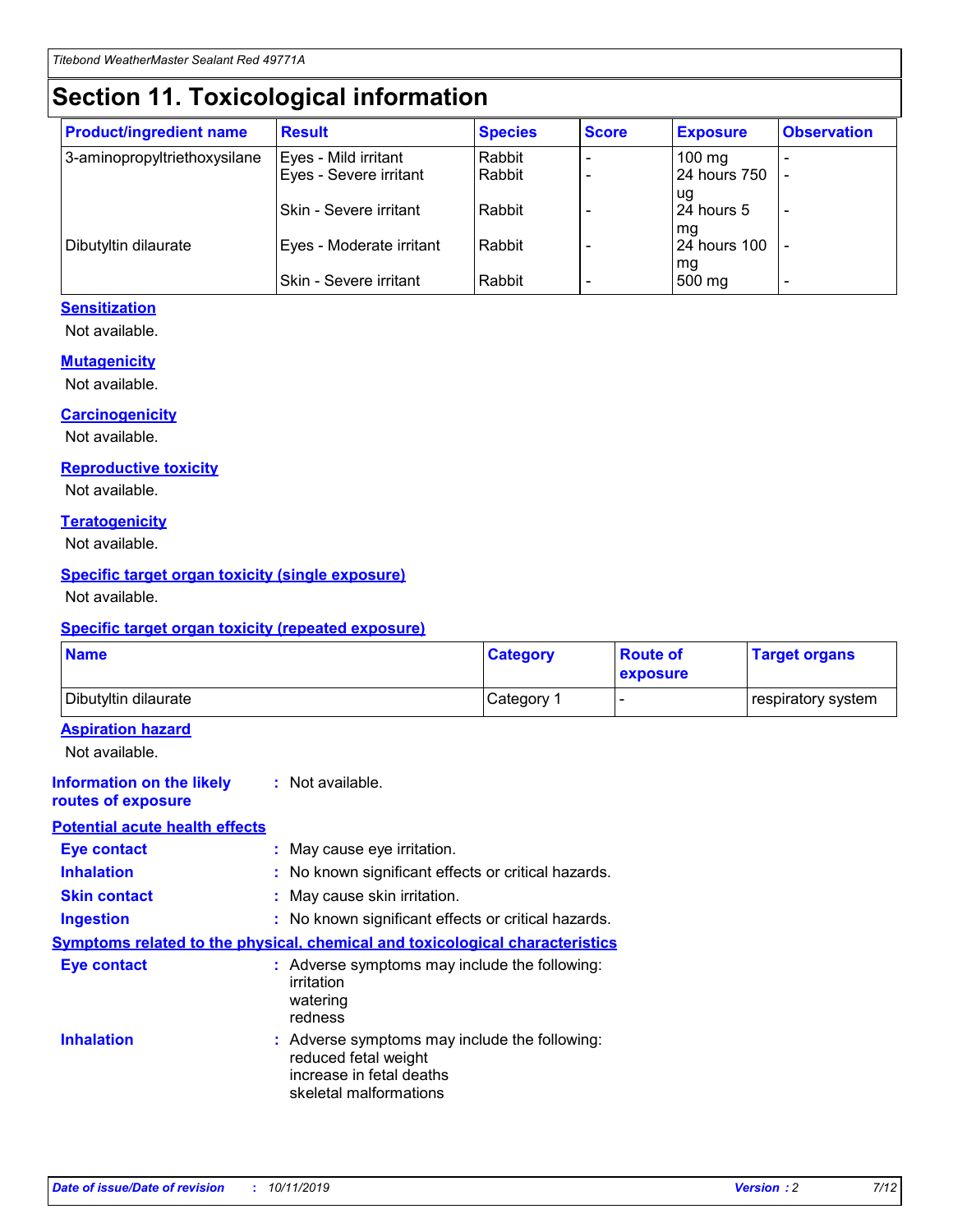Titebond WeatherMaster Sealant Red 49771A

# Section 11. Toxicological information

| Product/ingredient name | Result | Species | Score | Exposure | Observation |
|---|---|---|---|---|---|
| 3-aminopropyltriethoxysilane | Eyes - Mild irritant | Rabbit | - | 100 mg | - |
| | Eyes - Severe irritant | Rabbit | - | 24 hours 750 ug | - |
| | Skin - Severe irritant | Rabbit | - | 24 hours 5 mg | - |
| Dibutyltin dilaurate | Eyes - Moderate irritant | Rabbit | - | 24 hours 100 mg | - |
| | Skin - Severe irritant | Rabbit | - | 500 mg | - |

### Sensitization

Not available.

### Mutagenicity

Not available.

### Carcinogenicity

Not available.

### Reproductive toxicity

Not available.

### Teratogenicity

Not available.

### Specific target organ toxicity (single exposure)

Not available.

### Specific target organ toxicity (repeated exposure)

| Name | Category | Route of exposure | Target organs |
|---|---|---|---|
| Dibutyltin dilaurate | Category 1 | - | respiratory system |

### Aspiration hazard

Not available.

**Information on the likely routes of exposure** : Not available.

### Potential acute health effects

**Eye contact** : May cause eye irritation.

**Inhalation** : No known significant effects or critical hazards.

**Skin contact** : May cause skin irritation.

**Ingestion** : No known significant effects or critical hazards.

### Symptoms related to the physical, chemical and toxicological characteristics

**Eye contact** : Adverse symptoms may include the following:
irritation
watering
redness

**Inhalation** : Adverse symptoms may include the following:
reduced fetal weight
increase in fetal deaths
skeletal malformations

Date of issue/Date of revision : 10/11/2019 Version : 2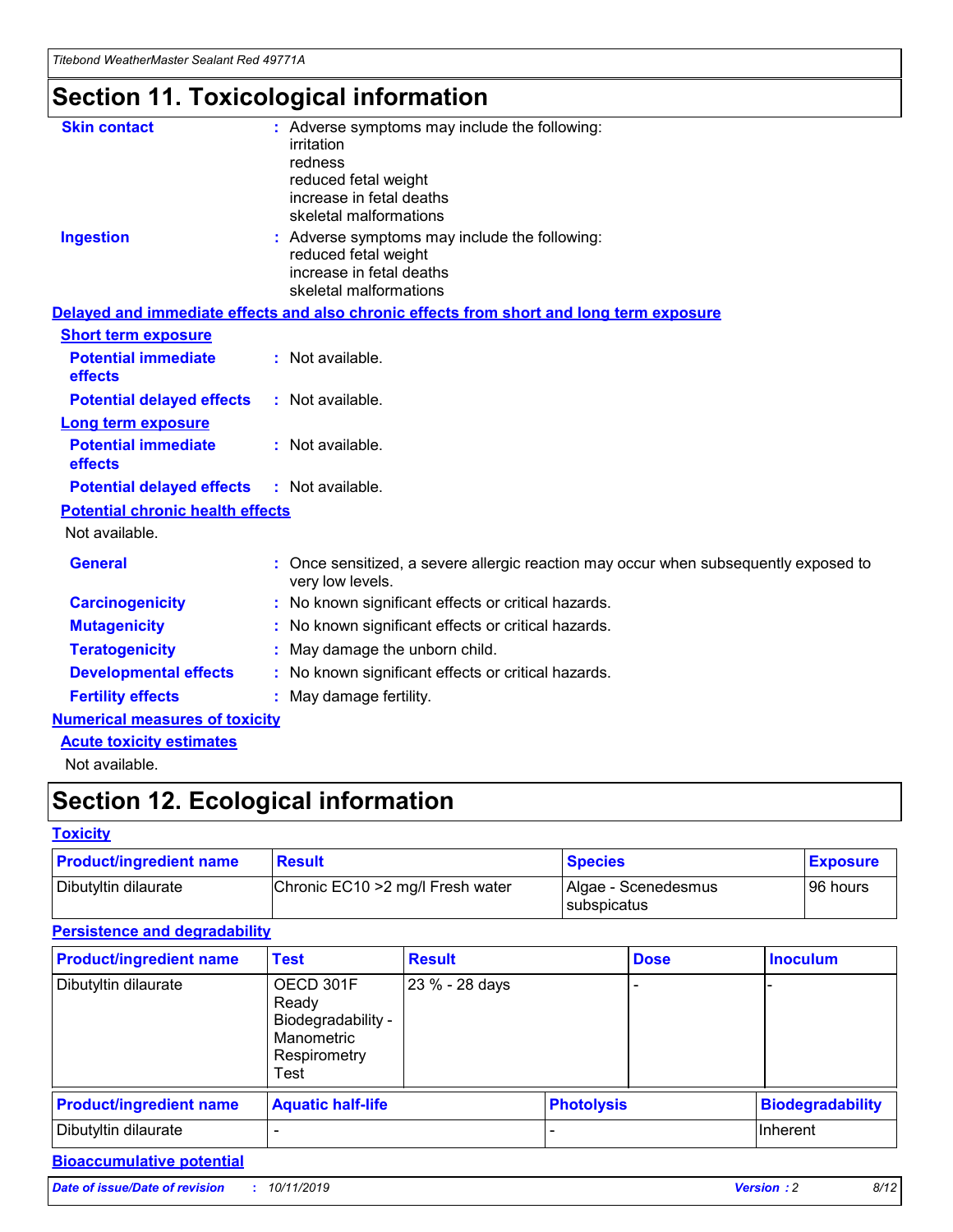# Section 11. Toxicological information

**Skin contact** : Adverse symptoms may include the following:
irritation
redness
reduced fetal weight
increase in fetal deaths
skeletal malformations

**Ingestion** : Adverse symptoms may include the following:
reduced fetal weight
increase in fetal deaths
skeletal malformations

**Delayed and immediate effects and also chronic effects from short and long term exposure**

**Short term exposure**

**Potential immediate effects** : Not available.

**Potential delayed effects** : Not available.

**Long term exposure**

**Potential immediate effects** : Not available.

**Potential delayed effects** : Not available.

**Potential chronic health effects**

Not available.

**General** : Once sensitized, a severe allergic reaction may occur when subsequently exposed to very low levels.

**Carcinogenicity** : No known significant effects or critical hazards.

**Mutagenicity** : No known significant effects or critical hazards.

**Teratogenicity** : May damage the unborn child.

**Developmental effects** : No known significant effects or critical hazards.

**Fertility effects** : May damage fertility.

**Numerical measures of toxicity**

**Acute toxicity estimates**

Not available.

# Section 12. Ecological information

**Toxicity**

| Product/ingredient name | Result | Species | Exposure |
|---|---|---|---|
| Dibutyltin dilaurate | Chronic EC10 >2 mg/l Fresh water | Algae - Scenedesmus subspicatus | 96 hours |

**Persistence and degradability**

| Product/ingredient name | Test | Result | Dose | Inoculum |
|---|---|---|---|---|
| Dibutyltin dilaurate | OECD 301F Ready Biodegradability - Manometric Respirometry Test | 23 % - 28 days | - | - |

| Product/ingredient name | Aquatic half-life | Photolysis | Biodegradability |
|---|---|---|---|
| Dibutyltin dilaurate | - | - | Inherent |

**Bioaccumulative potential**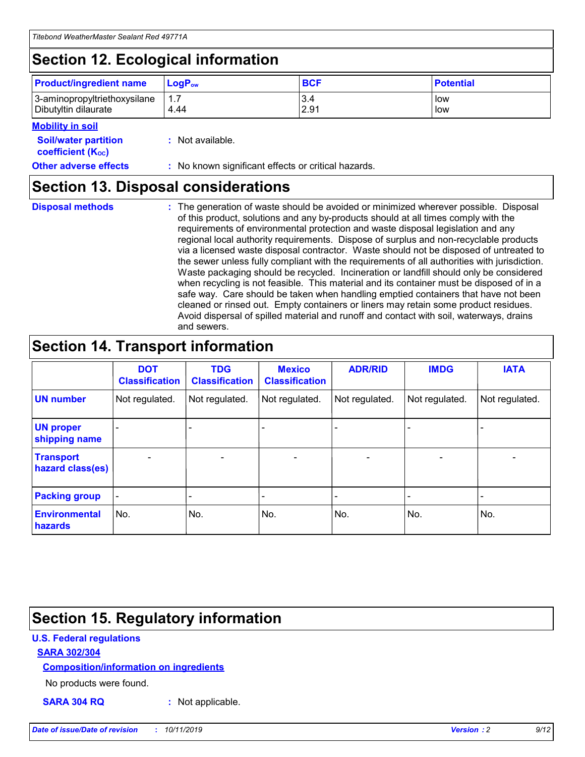## Section 12. Ecological information

| Product/ingredient name | $LogP_{ow}$ | BCF | Potential |
|---|---|---|---|
| 3-aminopropyltriethoxysilane | 1.7 | 3.4 | low |
| Dibutyltin dilaurate | 4.44 | 2.91 | low |

**Mobility in soil**

**Soil/water partition coefficient ($K_{OC}$)** : Not available.

**Other adverse effects** : No known significant effects or critical hazards.

## Section 13. Disposal considerations

**Disposal methods** : The generation of waste should be avoided or minimized wherever possible. Disposal of this product, solutions and any by-products should at all times comply with the requirements of environmental protection and waste disposal legislation and any regional local authority requirements. Dispose of surplus and non-recyclable products via a licensed waste disposal contractor. Waste should not be disposed of untreated to the sewer unless fully compliant with the requirements of all authorities with jurisdiction. Waste packaging should be recycled. Incineration or landfill should only be considered when recycling is not feasible. This material and its container must be disposed of in a safe way. Care should be taken when handling emptied containers that have not been cleaned or rinsed out. Empty containers or liners may retain some product residues. Avoid dispersal of spilled material and runoff and contact with soil, waterways, drains and sewers.

## Section 14. Transport information

| | DOT Classification | TDG Classification | Mexico Classification | ADR/RID | IMDG | IATA |
|---|---|---|---|---|---|---|
| UN number | Not regulated. | Not regulated. | Not regulated. | Not regulated. | Not regulated. | Not regulated. |
| UN proper shipping name | - | - | - | - | - | - |
| Transport hazard class(es) | - | - | - | - | - | - |
| Packing group | - | - | - | - | - | - |
| Environmental hazards | No. | No. | No. | No. | No. | No. |

## Section 15. Regulatory information

**U.S. Federal regulations**

**SARA 302/304**

**Composition/information on ingredients**

No products were found.

**SARA 304 RQ** : Not applicable.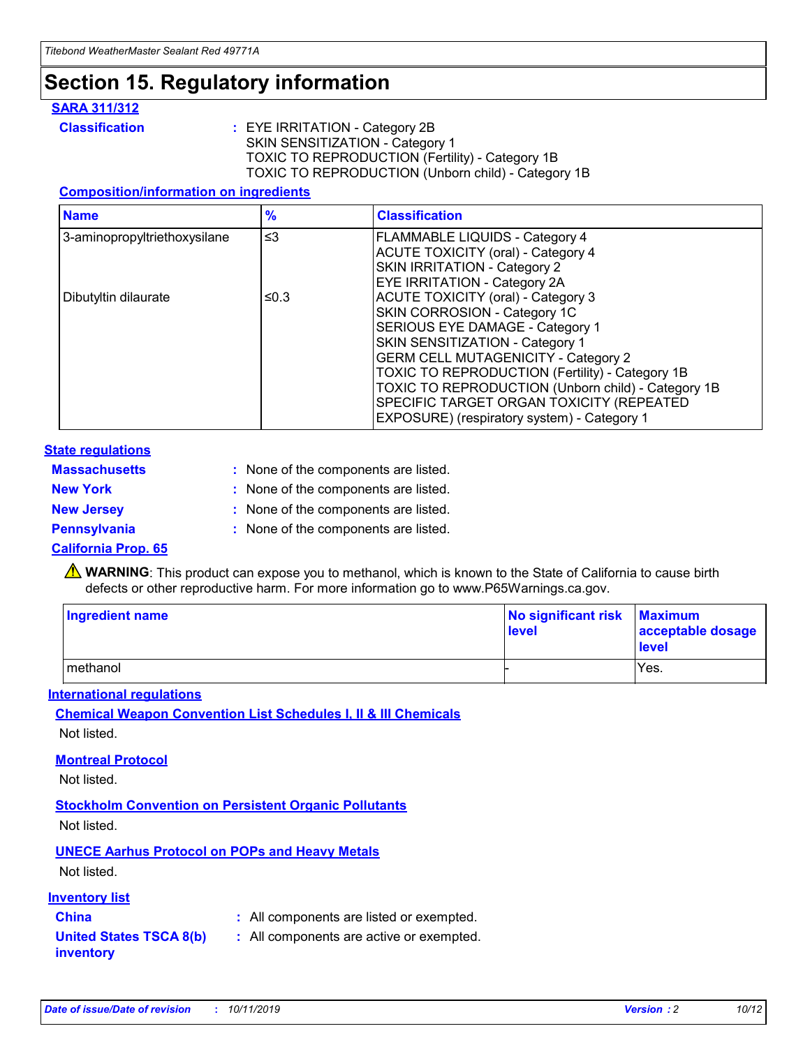# Section 15. Regulatory information

### SARA 311/312

**Classification** : EYE IRRITATION - Category 2B
SKIN SENSITIZATION - Category 1
TOXIC TO REPRODUCTION (Fertility) - Category 1B
TOXIC TO REPRODUCTION (Unborn child) - Category 1B

#### Composition/information on ingredients

| Name | % | Classification |
|---|---|---|
| 3-aminopropyltriethoxysilane | ≤3 | FLAMMABLE LIQUIDS - Category 4<br>ACUTE TOXICITY (oral) - Category 4<br>SKIN IRRITATION - Category 2<br>EYE IRRITATION - Category 2A |
| Dibutyltin dilaurate | ≤0.3 | ACUTE TOXICITY (oral) - Category 3<br>SKIN CORROSION - Category 1C<br>SERIOUS EYE DAMAGE - Category 1<br>SKIN SENSITIZATION - Category 1<br>GERM CELL MUTAGENICITY - Category 2<br>TOXIC TO REPRODUCTION (Fertility) - Category 1B<br>TOXIC TO REPRODUCTION (Unborn child) - Category 1B<br>SPECIFIC TARGET ORGAN TOXICITY (REPEATED EXPOSURE) (respiratory system) - Category 1 |

### State regulations

**Massachusetts** : None of the components are listed.

**New York** : None of the components are listed.

**New Jersey** : None of the components are listed.

**Pennsylvania** : None of the components are listed.

### California Prop. 65

⚠ **WARNING**: This product can expose you to methanol, which is known to the State of California to cause birth defects or other reproductive harm. For more information go to www.P65Warnings.ca.gov.

| Ingredient name | No significant risk level | Maximum acceptable dosage level |
|---|---|---|
| methanol | - | Yes. |

### International regulations

#### Chemical Weapon Convention List Schedules I, II & III Chemicals

Not listed.

#### Montreal Protocol

Not listed.

#### Stockholm Convention on Persistent Organic Pollutants

Not listed.

#### UNECE Aarhus Protocol on POPs and Heavy Metals

Not listed.

### Inventory list

**China** : All components are listed or exempted.

**United States TSCA 8(b) inventory** : All components are active or exempted.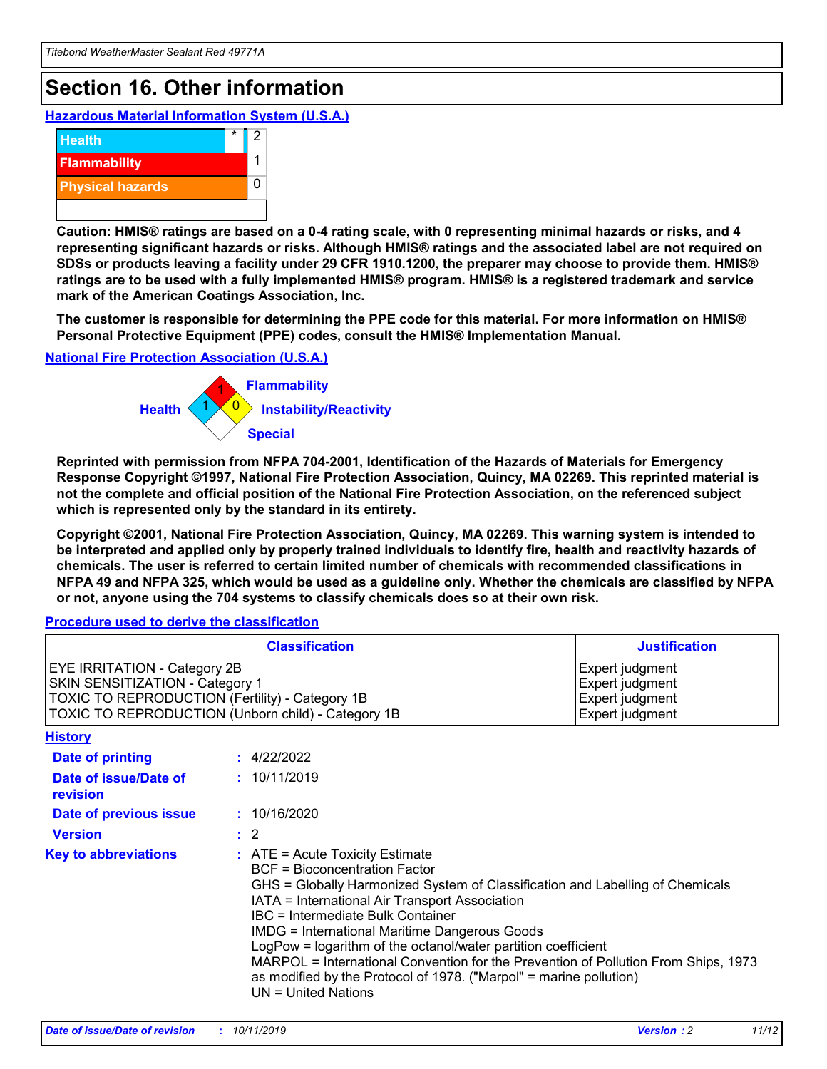# Section 16. Other information

**Hazardous Material Information System (U.S.A.)**

| | | |
|---|---|---|
| Health | * | 2 |
| Flammability | | 1 |
| Physical hazards | | 0 |
| | | |

**Caution: HMIS® ratings are based on a 0-4 rating scale, with 0 representing minimal hazards or risks, and 4 representing significant hazards or risks. Although HMIS® ratings and the associated label are not required on SDSs or products leaving a facility under 29 CFR 1910.1200, the preparer may choose to provide them. HMIS® ratings are to be used with a fully implemented HMIS® program. HMIS® is a registered trademark and service mark of the American Coatings Association, Inc.**

**The customer is responsible for determining the PPE code for this material. For more information on HMIS® Personal Protective Equipment (PPE) codes, consult the HMIS® Implementation Manual.**

**National Fire Protection Association (U.S.A.)**

Health: 1
Flammability: 1
Instability/Reactivity: 0
Special:

**Reprinted with permission from NFPA 704-2001, Identification of the Hazards of Materials for Emergency Response Copyright ©1997, National Fire Protection Association, Quincy, MA 02269. This reprinted material is not the complete and official position of the National Fire Protection Association, on the referenced subject which is represented only by the standard in its entirety.**

**Copyright ©2001, National Fire Protection Association, Quincy, MA 02269. This warning system is intended to be interpreted and applied only by properly trained individuals to identify fire, health and reactivity hazards of chemicals. The user is referred to certain limited number of chemicals with recommended classifications in NFPA 49 and NFPA 325, which would be used as a guideline only. Whether the chemicals are classified by NFPA or not, anyone using the 704 systems to classify chemicals does so at their own risk.**

**Procedure used to derive the classification**

| Classification | Justification |
|---|---|
| EYE IRRITATION - Category 2B | Expert judgment |
| SKIN SENSITIZATION - Category 1 | Expert judgment |
| TOXIC TO REPRODUCTION (Fertility) - Category 1B | Expert judgment |
| TOXIC TO REPRODUCTION (Unborn child) - Category 1B | Expert judgment |

**History**

**Date of printing** : 4/22/2022

**Date of issue/Date of revision** : 10/11/2019

**Date of previous issue** : 10/16/2020

**Version** : 2

**Key to abbreviations** : ATE = Acute Toxicity Estimate
BCF = Bioconcentration Factor
GHS = Globally Harmonized System of Classification and Labelling of Chemicals
IATA = International Air Transport Association
IBC = Intermediate Bulk Container
IMDG = International Maritime Dangerous Goods
LogPow = logarithm of the octanol/water partition coefficient
MARPOL = International Convention for the Prevention of Pollution From Ships, 1973 as modified by the Protocol of 1978. ("Marpol" = marine pollution)
UN = United Nations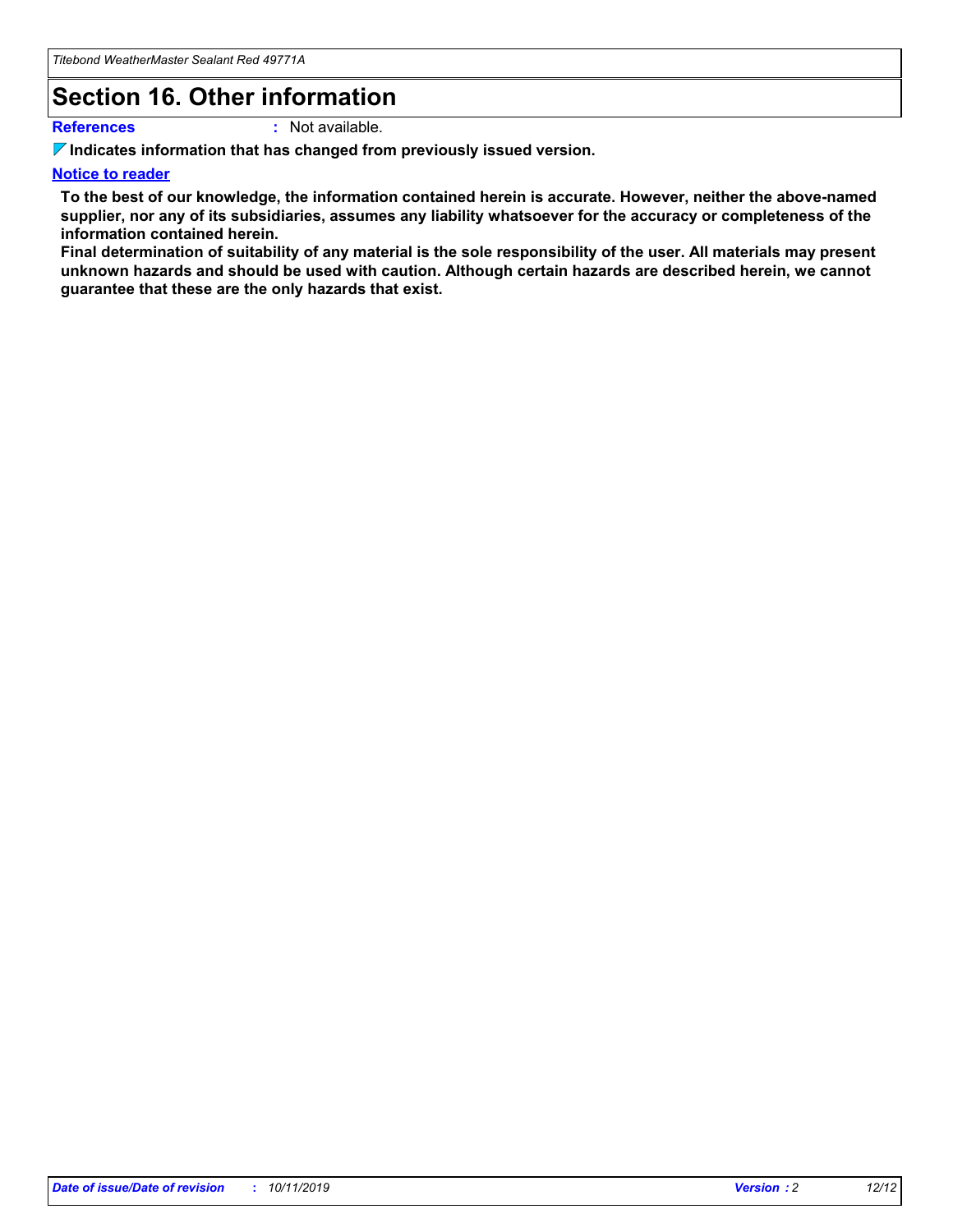# Section 16. Other information

**References** : Not available.

**Indicates information that has changed from previously issued version.**

**Notice to reader**

**To the best of our knowledge, the information contained herein is accurate. However, neither the above-named supplier, nor any of its subsidiaries, assumes any liability whatsoever for the accuracy or completeness of the information contained herein.**

**Final determination of suitability of any material is the sole responsibility of the user. All materials may present unknown hazards and should be used with caution. Although certain hazards are described herein, we cannot guarantee that these are the only hazards that exist.**